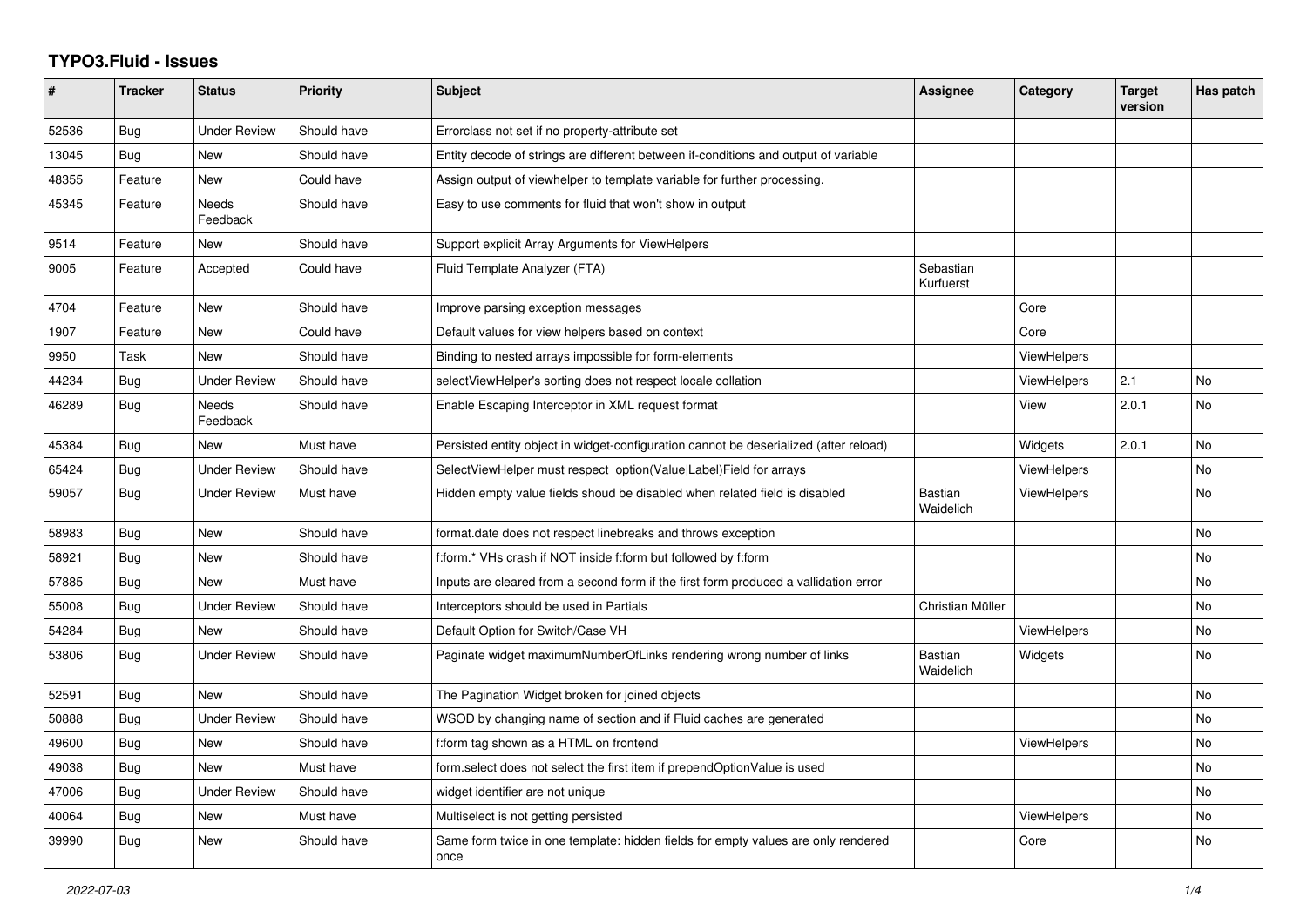# TYPO3.Fluid - Issues

| # | Tracker | Status | Priority | Subject | Assignee | Category | Target version | Has patch |
|---|---|---|---|---|---|---|---|---|
| 52536 | Bug | Under Review | Should have | Errorclass not set if no property-attribute set | | | | |
| 13045 | Bug | New | Should have | Entity decode of strings are different between if-conditions and output of variable | | | | |
| 48355 | Feature | New | Could have | Assign output of viewhelper to template variable for further processing. | | | | |
| 45345 | Feature | Needs Feedback | Should have | Easy to use comments for fluid that won't show in output | | | | |
| 9514 | Feature | New | Should have | Support explicit Array Arguments for ViewHelpers | | | | |
| 9005 | Feature | Accepted | Could have | Fluid Template Analyzer (FTA) | Sebastian Kurfuerst | | | |
| 4704 | Feature | New | Should have | Improve parsing exception messages | | Core | | |
| 1907 | Feature | New | Could have | Default values for view helpers based on context | | Core | | |
| 9950 | Task | New | Should have | Binding to nested arrays impossible for form-elements | | ViewHelpers | | |
| 44234 | Bug | Under Review | Should have | selectViewHelper's sorting does not respect locale collation | | ViewHelpers | 2.1 | No |
| 46289 | Bug | Needs Feedback | Should have | Enable Escaping Interceptor in XML request format | | View | 2.0.1 | No |
| 45384 | Bug | New | Must have | Persisted entity object in widget-configuration cannot be deserialized (after reload) | | Widgets | 2.0.1 | No |
| 65424 | Bug | Under Review | Should have | SelectViewHelper must respect option(Value\|Label)Field for arrays | | ViewHelpers | | No |
| 59057 | Bug | Under Review | Must have | Hidden empty value fields shoud be disabled when related field is disabled | Bastian Waidelich | ViewHelpers | | No |
| 58983 | Bug | New | Should have | format.date does not respect linebreaks and throws exception | | | | No |
| 58921 | Bug | New | Should have | f:form.* VHs crash if NOT inside f:form but followed by f:form | | | | No |
| 57885 | Bug | New | Must have | Inputs are cleared from a second form if the first form produced a vallidation error | | | | No |
| 55008 | Bug | Under Review | Should have | Interceptors should be used in Partials | Christian Müller | | | No |
| 54284 | Bug | New | Should have | Default Option for Switch/Case VH | | ViewHelpers | | No |
| 53806 | Bug | Under Review | Should have | Paginate widget maximumNumberOfLinks rendering wrong number of links | Bastian Waidelich | Widgets | | No |
| 52591 | Bug | New | Should have | The Pagination Widget broken for joined objects | | | | No |
| 50888 | Bug | Under Review | Should have | WSOD by changing name of section and if Fluid caches are generated | | | | No |
| 49600 | Bug | New | Should have | f:form tag shown as a HTML on frontend | | ViewHelpers | | No |
| 49038 | Bug | New | Must have | form.select does not select the first item if prependOptionValue is used | | | | No |
| 47006 | Bug | Under Review | Should have | widget identifier are not unique | | | | No |
| 40064 | Bug | New | Must have | Multiselect is not getting persisted | | ViewHelpers | | No |
| 39990 | Bug | New | Should have | Same form twice in one template: hidden fields for empty values are only rendered once | | Core | | No |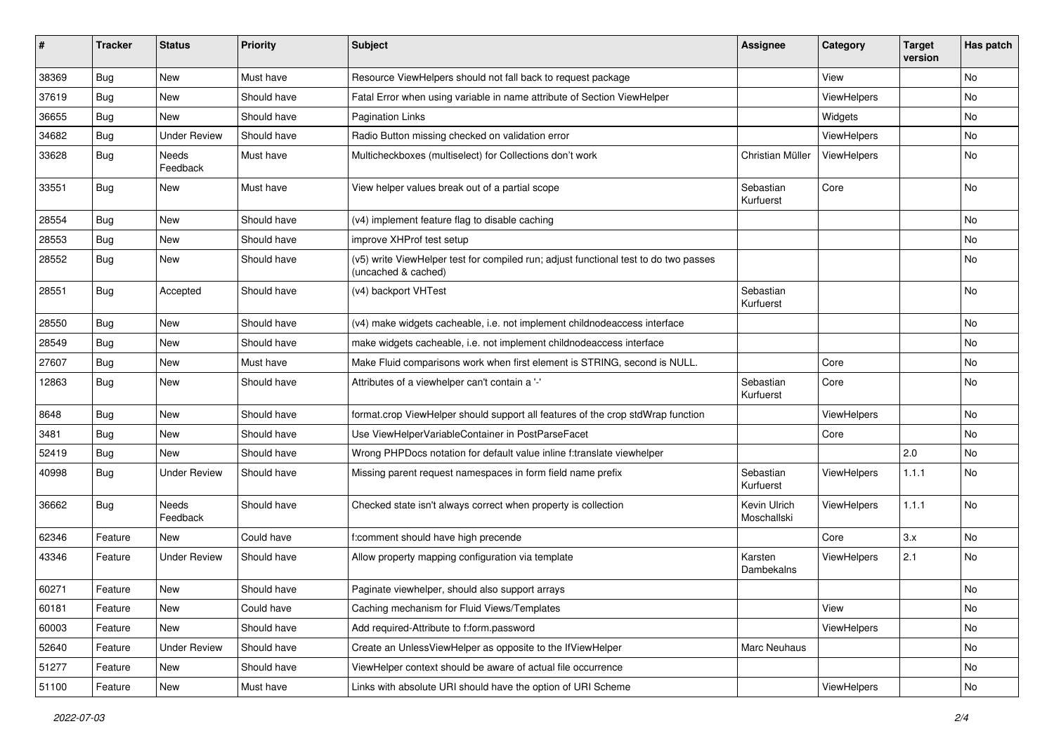| # | Tracker | Status | Priority | Subject | Assignee | Category | Target version | Has patch |
|---|---|---|---|---|---|---|---|---|
| 38369 | Bug | New | Must have | Resource ViewHelpers should not fall back to request package | | View | | No |
| 37619 | Bug | New | Should have | Fatal Error when using variable in name attribute of Section ViewHelper | | ViewHelpers | | No |
| 36655 | Bug | New | Should have | Pagination Links | | Widgets | | No |
| 34682 | Bug | Under Review | Should have | Radio Button missing checked on validation error | | ViewHelpers | | No |
| 33628 | Bug | Needs Feedback | Must have | Multicheckboxes (multiselect) for Collections don't work | Christian Müller | ViewHelpers | | No |
| 33551 | Bug | New | Must have | View helper values break out of a partial scope | Sebastian Kurfuerst | Core | | No |
| 28554 | Bug | New | Should have | (v4) implement feature flag to disable caching | | | | No |
| 28553 | Bug | New | Should have | improve XHProf test setup | | | | No |
| 28552 | Bug | New | Should have | (v5) write ViewHelper test for compiled run; adjust functional test to do two passes (uncached & cached) | | | | No |
| 28551 | Bug | Accepted | Should have | (v4) backport VHTest | Sebastian Kurfuerst | | | No |
| 28550 | Bug | New | Should have | (v4) make widgets cacheable, i.e. not implement childnodeaccess interface | | | | No |
| 28549 | Bug | New | Should have | make widgets cacheable, i.e. not implement childnodeaccess interface | | | | No |
| 27607 | Bug | New | Must have | Make Fluid comparisons work when first element is STRING, second is NULL. | | Core | | No |
| 12863 | Bug | New | Should have | Attributes of a viewhelper can't contain a '-' | Sebastian Kurfuerst | Core | | No |
| 8648 | Bug | New | Should have | format.crop ViewHelper should support all features of the crop stdWrap function | | ViewHelpers | | No |
| 3481 | Bug | New | Should have | Use ViewHelperVariableContainer in PostParseFacet | | Core | | No |
| 52419 | Bug | New | Should have | Wrong PHPDocs notation for default value inline f:translate viewhelper | | | 2.0 | No |
| 40998 | Bug | Under Review | Should have | Missing parent request namespaces in form field name prefix | Sebastian Kurfuerst | ViewHelpers | 1.1.1 | No |
| 36662 | Bug | Needs Feedback | Should have | Checked state isn't always correct when property is collection | Kevin Ulrich Moschallski | ViewHelpers | 1.1.1 | No |
| 62346 | Feature | New | Could have | f:comment should have high precende | | Core | 3.x | No |
| 43346 | Feature | Under Review | Should have | Allow property mapping configuration via template | Karsten Dambekalns | ViewHelpers | 2.1 | No |
| 60271 | Feature | New | Should have | Paginate viewhelper, should also support arrays | | | | No |
| 60181 | Feature | New | Could have | Caching mechanism for Fluid Views/Templates | | View | | No |
| 60003 | Feature | New | Should have | Add required-Attribute to f:form.password | | ViewHelpers | | No |
| 52640 | Feature | Under Review | Should have | Create an UnlessViewHelper as opposite to the IfViewHelper | Marc Neuhaus | | | No |
| 51277 | Feature | New | Should have | ViewHelper context should be aware of actual file occurrence | | | | No |
| 51100 | Feature | New | Must have | Links with absolute URI should have the option of URI Scheme | | ViewHelpers | | No |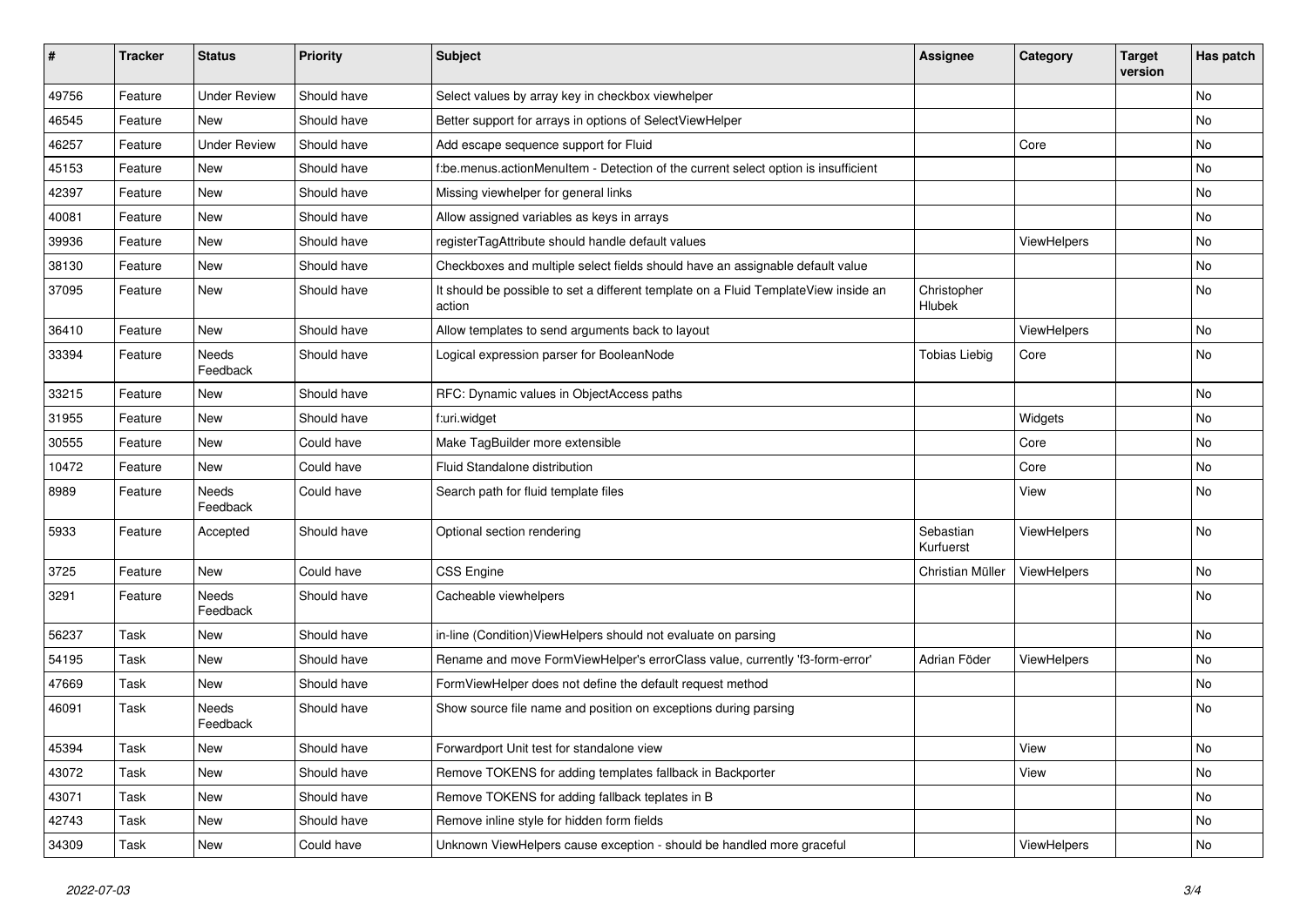| # | Tracker | Status | Priority | Subject | Assignee | Category | Target version | Has patch |
|---|---|---|---|---|---|---|---|---|
| 49756 | Feature | Under Review | Should have | Select values by array key in checkbox viewhelper | | | | No |
| 46545 | Feature | New | Should have | Better support for arrays in options of SelectViewHelper | | | | No |
| 46257 | Feature | Under Review | Should have | Add escape sequence support for Fluid | | Core | | No |
| 45153 | Feature | New | Should have | f:be.menus.actionMenuItem - Detection of the current select option is insufficient | | | | No |
| 42397 | Feature | New | Should have | Missing viewhelper for general links | | | | No |
| 40081 | Feature | New | Should have | Allow assigned variables as keys in arrays | | | | No |
| 39936 | Feature | New | Should have | registerTagAttribute should handle default values | | ViewHelpers | | No |
| 38130 | Feature | New | Should have | Checkboxes and multiple select fields should have an assignable default value | | | | No |
| 37095 | Feature | New | Should have | It should be possible to set a different template on a Fluid TemplateView inside an action | Christopher Hlubek | | | No |
| 36410 | Feature | New | Should have | Allow templates to send arguments back to layout | | ViewHelpers | | No |
| 33394 | Feature | Needs Feedback | Should have | Logical expression parser for BooleanNode | Tobias Liebig | Core | | No |
| 33215 | Feature | New | Should have | RFC: Dynamic values in ObjectAccess paths | | | | No |
| 31955 | Feature | New | Should have | f:uri.widget | | Widgets | | No |
| 30555 | Feature | New | Could have | Make TagBuilder more extensible | | Core | | No |
| 10472 | Feature | New | Could have | Fluid Standalone distribution | | Core | | No |
| 8989 | Feature | Needs Feedback | Could have | Search path for fluid template files | | View | | No |
| 5933 | Feature | Accepted | Should have | Optional section rendering | Sebastian Kurfuerst | ViewHelpers | | No |
| 3725 | Feature | New | Could have | CSS Engine | Christian Müller | ViewHelpers | | No |
| 3291 | Feature | Needs Feedback | Should have | Cacheable viewhelpers | | | | No |
| 56237 | Task | New | Should have | in-line (Condition)ViewHelpers should not evaluate on parsing | | | | No |
| 54195 | Task | New | Should have | Rename and move FormViewHelper's errorClass value, currently 'f3-form-error' | Adrian Föder | ViewHelpers | | No |
| 47669 | Task | New | Should have | FormViewHelper does not define the default request method | | | | No |
| 46091 | Task | Needs Feedback | Should have | Show source file name and position on exceptions during parsing | | | | No |
| 45394 | Task | New | Should have | Forwardport Unit test for standalone view | | View | | No |
| 43072 | Task | New | Should have | Remove TOKENS for adding templates fallback in Backporter | | View | | No |
| 43071 | Task | New | Should have | Remove TOKENS for adding fallback teplates in B | | | | No |
| 42743 | Task | New | Should have | Remove inline style for hidden form fields | | | | No |
| 34309 | Task | New | Could have | Unknown ViewHelpers cause exception - should be handled more graceful | | ViewHelpers | | No |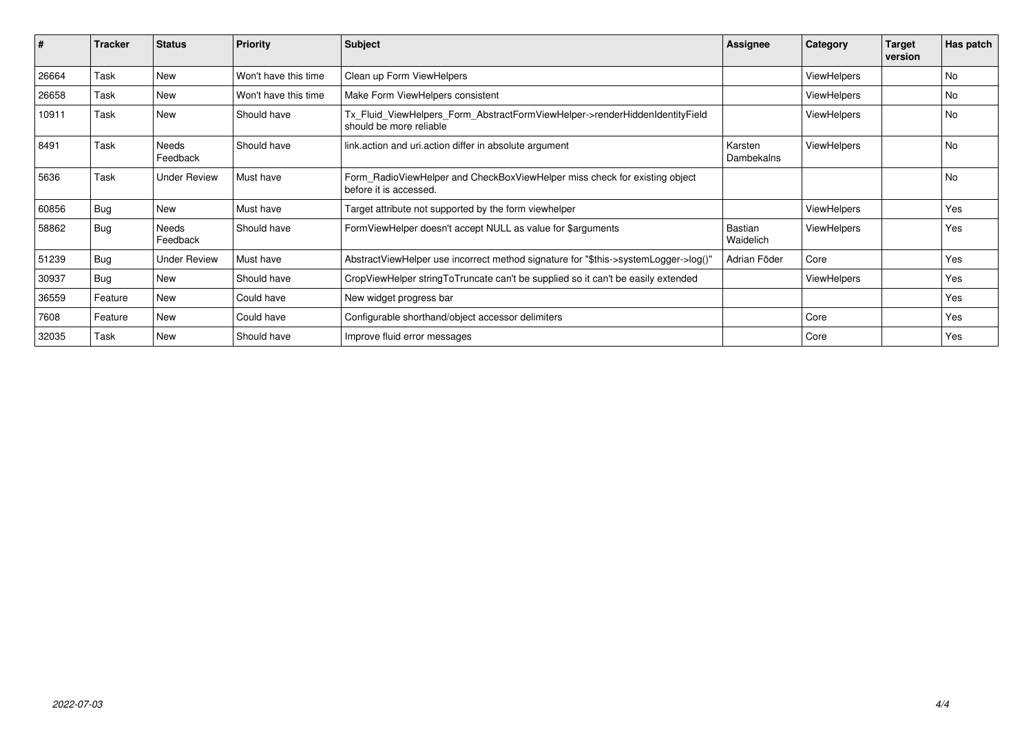| # | Tracker | Status | Priority | Subject | Assignee | Category | Target version | Has patch |
|---|---|---|---|---|---|---|---|---|
| 26664 | Task | New | Won't have this time | Clean up Form ViewHelpers | | ViewHelpers | | No |
| 26658 | Task | New | Won't have this time | Make Form ViewHelpers consistent | | ViewHelpers | | No |
| 10911 | Task | New | Should have | Tx_Fluid_ViewHelpers_Form_AbstractFormViewHelper->renderHiddenIdentityField should be more reliable | | ViewHelpers | | No |
| 8491 | Task | Needs Feedback | Should have | link.action and uri.action differ in absolute argument | Karsten Dambekalns | ViewHelpers | | No |
| 5636 | Task | Under Review | Must have | Form_RadioViewHelper and CheckBoxViewHelper miss check for existing object before it is accessed. | | | | No |
| 60856 | Bug | New | Must have | Target attribute not supported by the form viewhelper | | ViewHelpers | | Yes |
| 58862 | Bug | Needs Feedback | Should have | FormViewHelper doesn't accept NULL as value for $arguments | Bastian Waidelich | ViewHelpers | | Yes |
| 51239 | Bug | Under Review | Must have | AbstractViewHelper use incorrect method signature for "$this->systemLogger->log()" | Adrian Föder | Core | | Yes |
| 30937 | Bug | New | Should have | CropViewHelper stringToTruncate can't be supplied so it can't be easily extended | | ViewHelpers | | Yes |
| 36559 | Feature | New | Could have | New widget progress bar | | | | Yes |
| 7608 | Feature | New | Could have | Configurable shorthand/object accessor delimiters | | Core | | Yes |
| 32035 | Task | New | Should have | Improve fluid error messages | | Core | | Yes |

*2022-07-03*